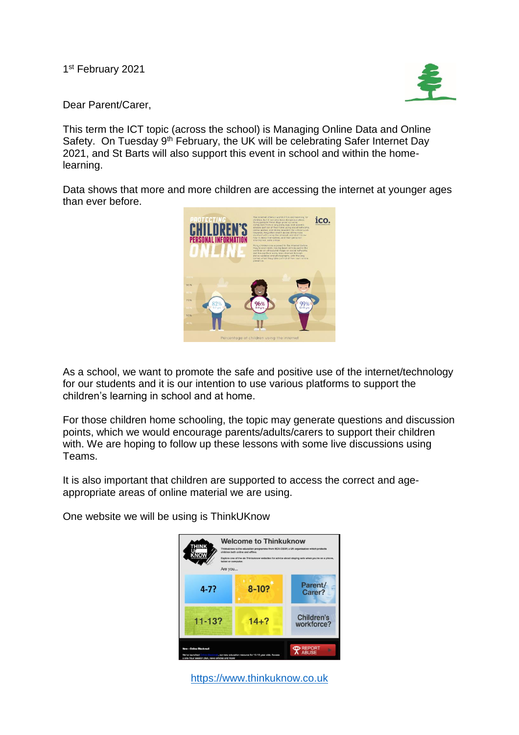1st February 2021

Dear Parent/Carer,

This term the ICT topic (across the school) is Managing Online Data and Online Safety. On Tuesday 9th February, the UK will be celebrating Safer Internet Day 2021, and St Barts will also support this event in school and within the home-learning.

Data shows that more and more children are accessing the internet at younger ages than ever before.

As a school, we want to promote the safe and positive use of the internet/technology for our students and it is our intention to use various platforms to support the children's learning in school and at home.

For those children home schooling, the topic may generate questions and discussion points, which we would encourage parents/adults/carers to support their children with. We are hoping to follow up these lessons with some live discussions using Teams.

It is also important that children are supported to access the correct and age-appropriate areas of online material we are using.

One website we will be using is ThinkUKnow

https://www.thinkuknow.co.uk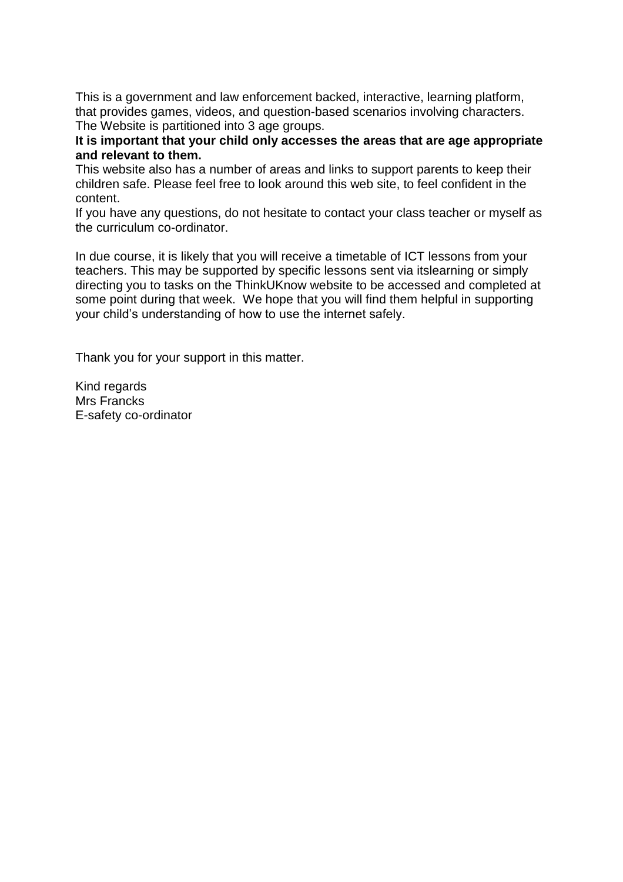This is a government and law enforcement backed, interactive, learning platform, that provides games, videos, and question-based scenarios involving characters. The Website is partitioned into 3 age groups.

**It is important that your child only accesses the areas that are age appropriate and relevant to them.**

This website also has a number of areas and links to support parents to keep their children safe. Please feel free to look around this web site, to feel confident in the content.

If you have any questions, do not hesitate to contact your class teacher or myself as the curriculum co-ordinator.

In due course, it is likely that you will receive a timetable of ICT lessons from your teachers. This may be supported by specific lessons sent via itslearning or simply directing you to tasks on the ThinkUKnow website to be accessed and completed at some point during that week. We hope that you will find them helpful in supporting your child's understanding of how to use the internet safely.

Thank you for your support in this matter.

Kind regards  
Mrs Francks  
E-safety co-ordinator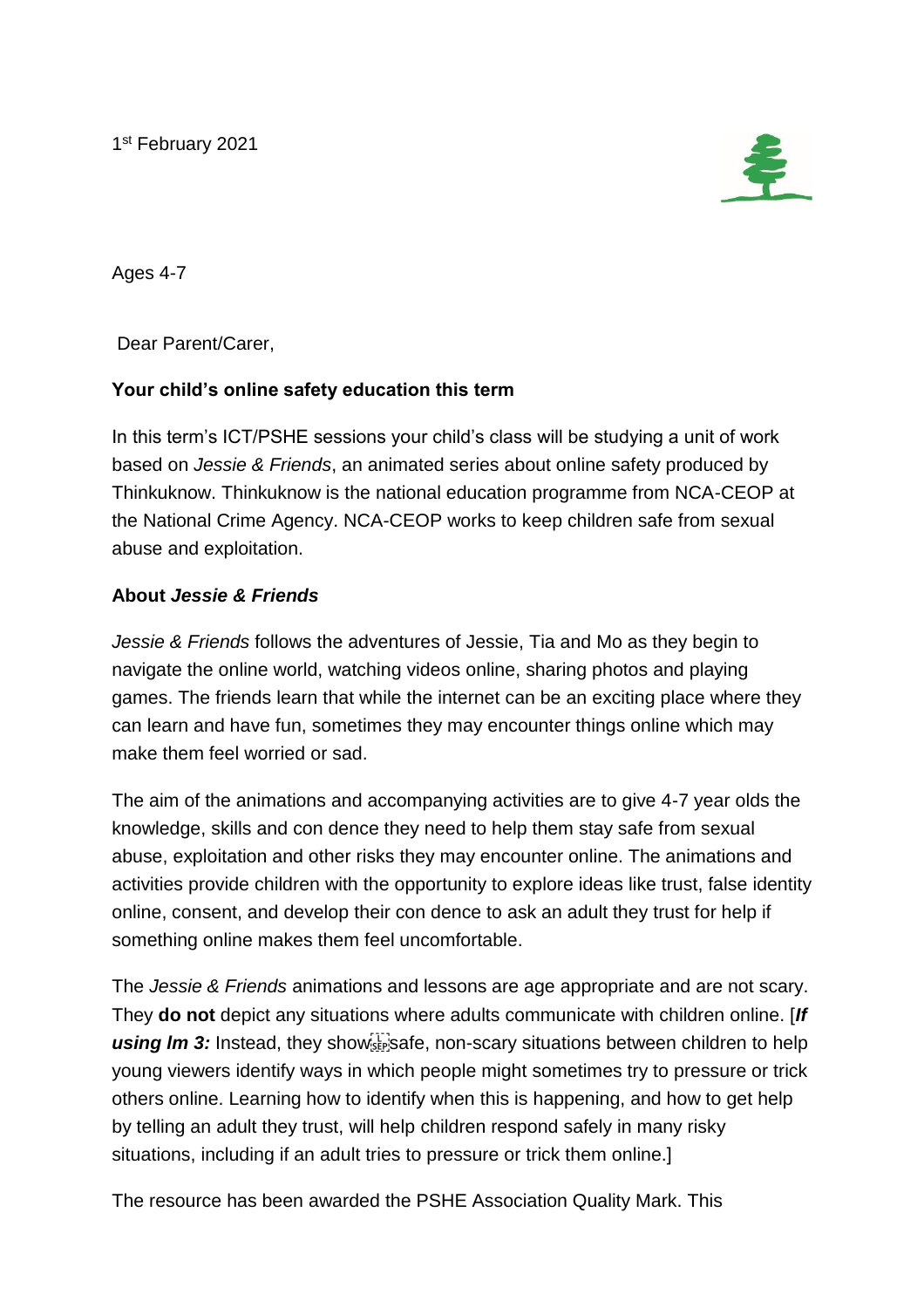1st February 2021

Ages 4-7

Dear Parent/Carer,

**Your child's online safety education this term**

In this term's ICT/PSHE sessions your child's class will be studying a unit of work based on *Jessie & Friends*, an animated series about online safety produced by Thinkuknow. Thinkuknow is the national education programme from NCA-CEOP at the National Crime Agency. NCA-CEOP works to keep children safe from sexual abuse and exploitation.

**About *Jessie & Friends***

*Jessie & Friends* follows the adventures of Jessie, Tia and Mo as they begin to navigate the online world, watching videos online, sharing photos and playing games. The friends learn that while the internet can be an exciting place where they can learn and have fun, sometimes they may encounter things online which may make them feel worried or sad.

The aim of the animations and accompanying activities are to give 4-7 year olds the knowledge, skills and con dence they need to help them stay safe from sexual abuse, exploitation and other risks they may encounter online. The animations and activities provide children with the opportunity to explore ideas like trust, false identity online, consent, and develop their con dence to ask an adult they trust for help if something online makes them feel uncomfortable.

The *Jessie & Friends* animations and lessons are age appropriate and are not scary. They **do not** depict any situations where adults communicate with children online. [***If using Im 3:*** Instead, they show safe, non-scary situations between children to help young viewers identify ways in which people might sometimes try to pressure or trick others online. Learning how to identify when this is happening, and how to get help by telling an adult they trust, will help children respond safely in many risky situations, including if an adult tries to pressure or trick them online.]

The resource has been awarded the PSHE Association Quality Mark. This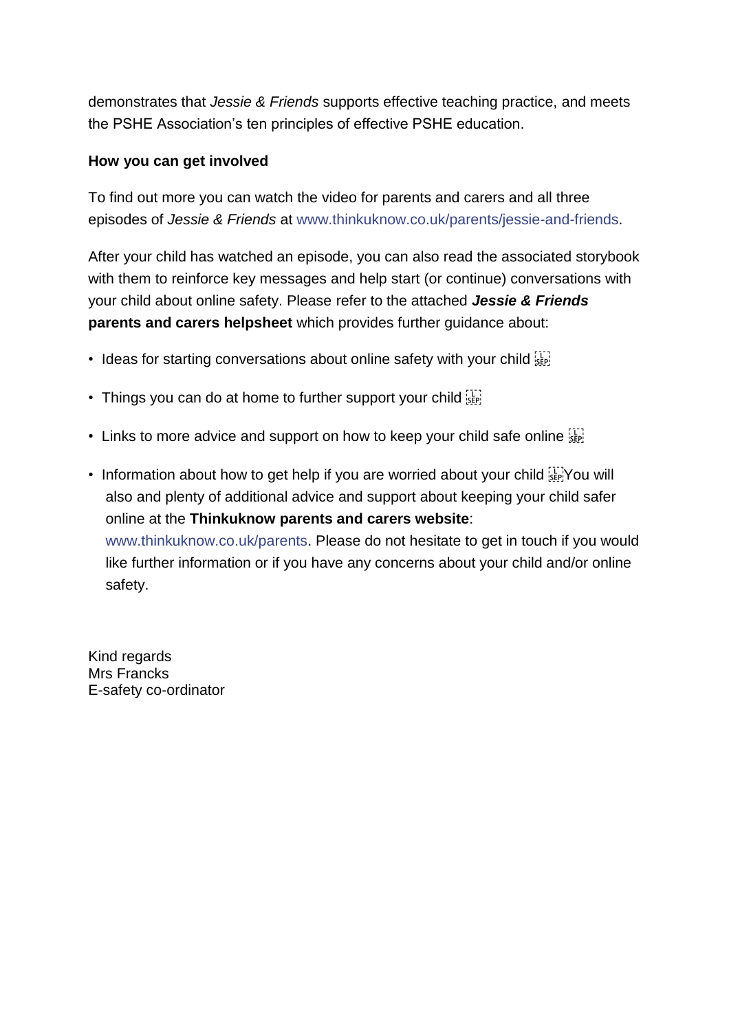demonstrates that *Jessie & Friends* supports effective teaching practice, and meets the PSHE Association's ten principles of effective PSHE education.

**How you can get involved**

To find out more you can watch the video for parents and carers and all three episodes of *Jessie & Friends* at www.thinkuknow.co.uk/parents/jessie-and-friends.

After your child has watched an episode, you can also read the associated storybook with them to reinforce key messages and help start (or continue) conversations with your child about online safety. Please refer to the attached ***Jessie & Friends* parents and carers helpsheet** which provides further guidance about:

- Ideas for starting conversations about online safety with your child
- Things you can do at home to further support your child
- Links to more advice and support on how to keep your child safe online
- Information about how to get help if you are worried about your child You will also and plenty of additional advice and support about keeping your child safer online at the **Thinkuknow parents and carers website**: www.thinkuknow.co.uk/parents. Please do not hesitate to get in touch if you would like further information or if you have any concerns about your child and/or online safety.

Kind regards
Mrs Francks
E-safety co-ordinator